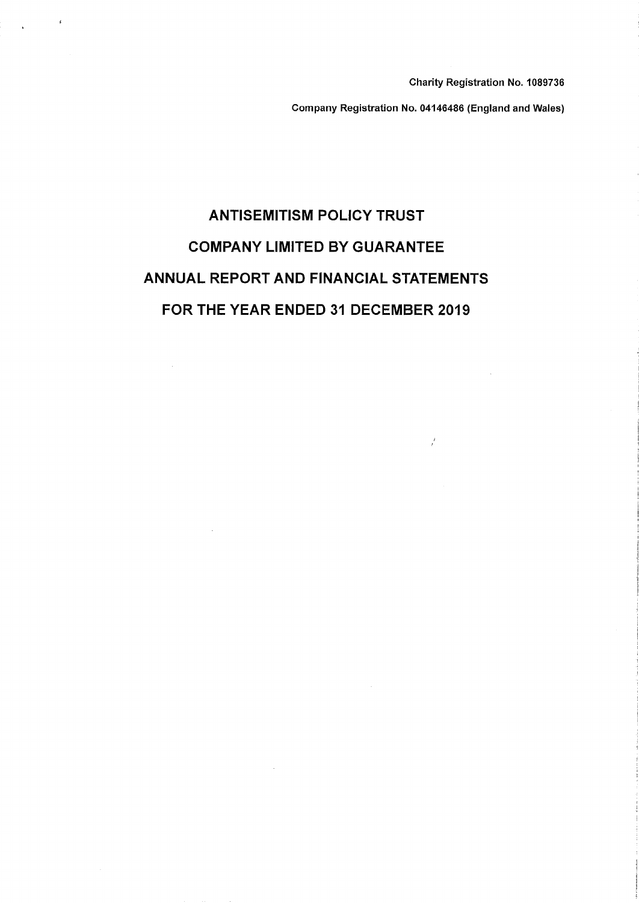Charity Registration No. 1089736

Company Registration No. 04146486 (England and Wales)

# ANTISEMITISM POLICY TRUST

# COMPANY LIMITED BY GUARANTEE

# ANNUAL REPORT AND FINANCIAL STATEMENTS

# FOR THE YEAR ENDED 31 DECEMBER 2019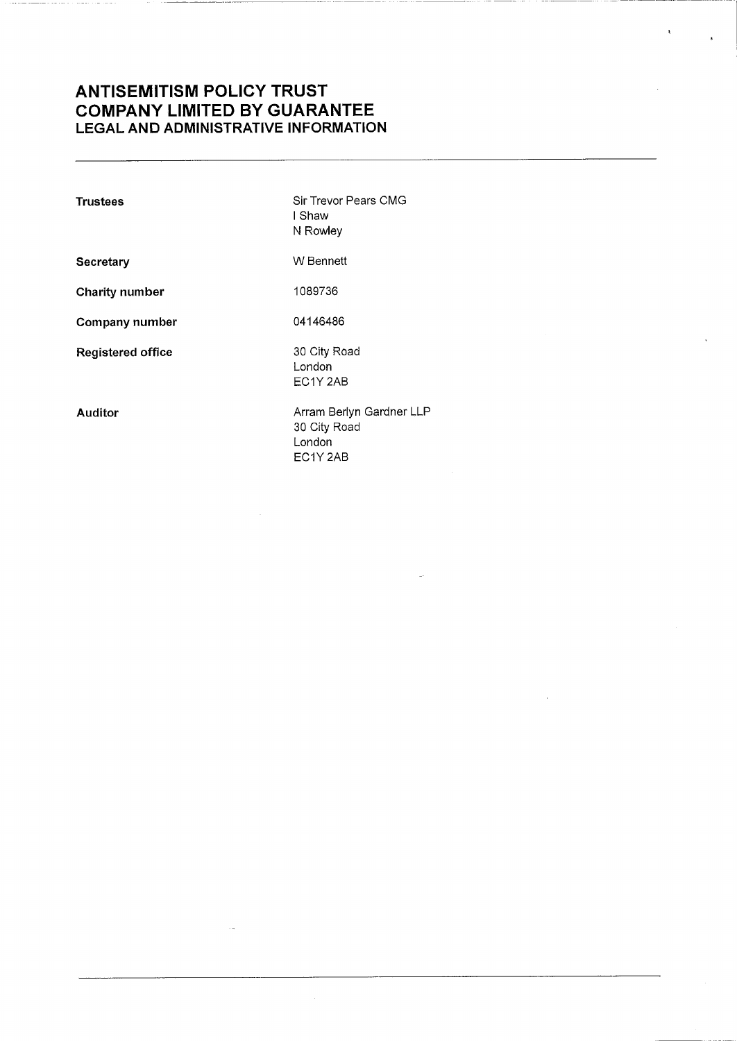# ANTISEMITISM POLICY TRUST
# COMPANY LIMITED BY GUARANTEE
## LEGAL AND ADMINISTRATIVE INFORMATION

| | |
|---|---|
| **Trustees** | Sir Trevor Pears CMG<br>I Shaw<br>N Rowley |
| **Secretary** | W Bennett |
| **Charity number** | 1089736 |
| **Company number** | 04146486 |
| **Registered office** | 30 City Road<br>London<br>EC1Y 2AB |
| **Auditor** | Arram Berlyn Gardner LLP<br>30 City Road<br>London<br>EC1Y 2AB |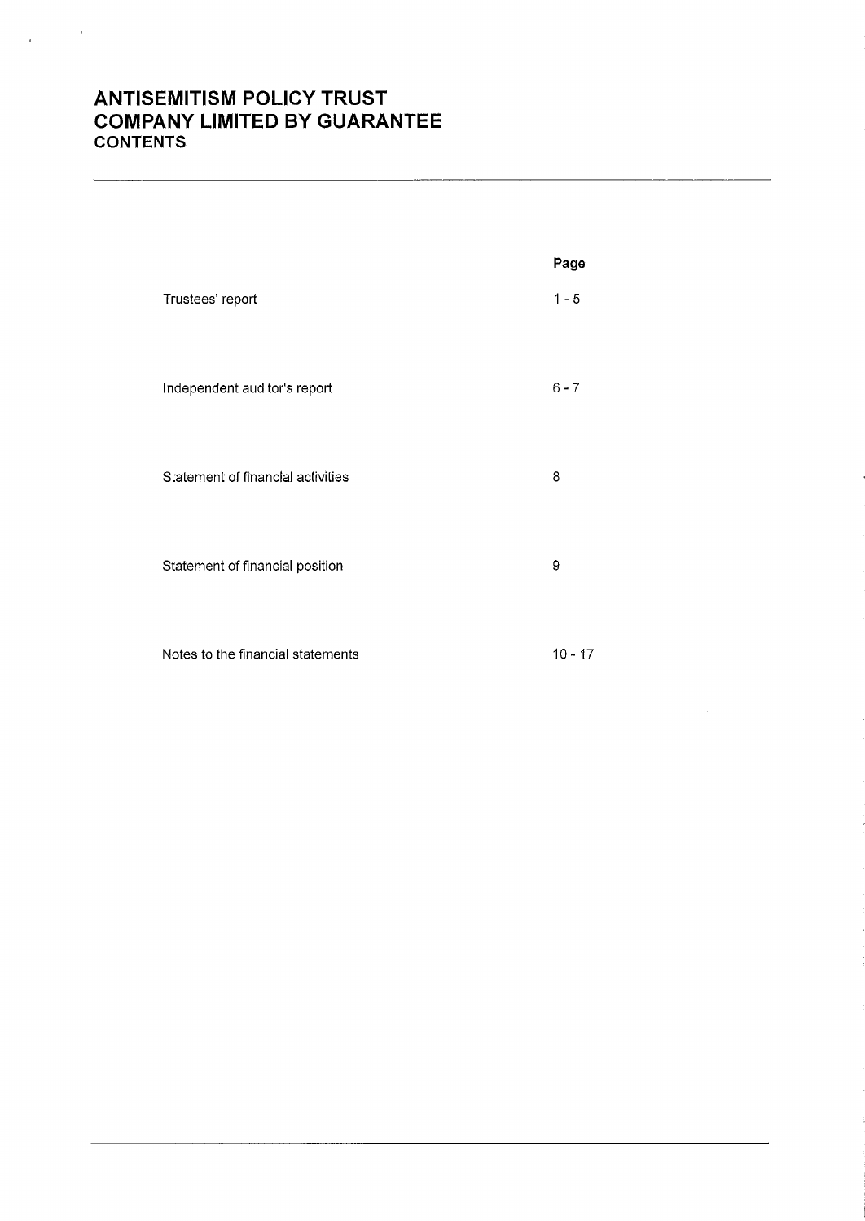# ANTISEMITISM POLICY TRUST
# COMPANY LIMITED BY GUARANTEE
## CONTENTS

| | Page |
|---|---|
| Trustees' report | 1 - 5 |
| Independent auditor's report | 6 - 7 |
| Statement of financial activities | 8 |
| Statement of financial position | 9 |
| Notes to the financial statements | 10 - 17 |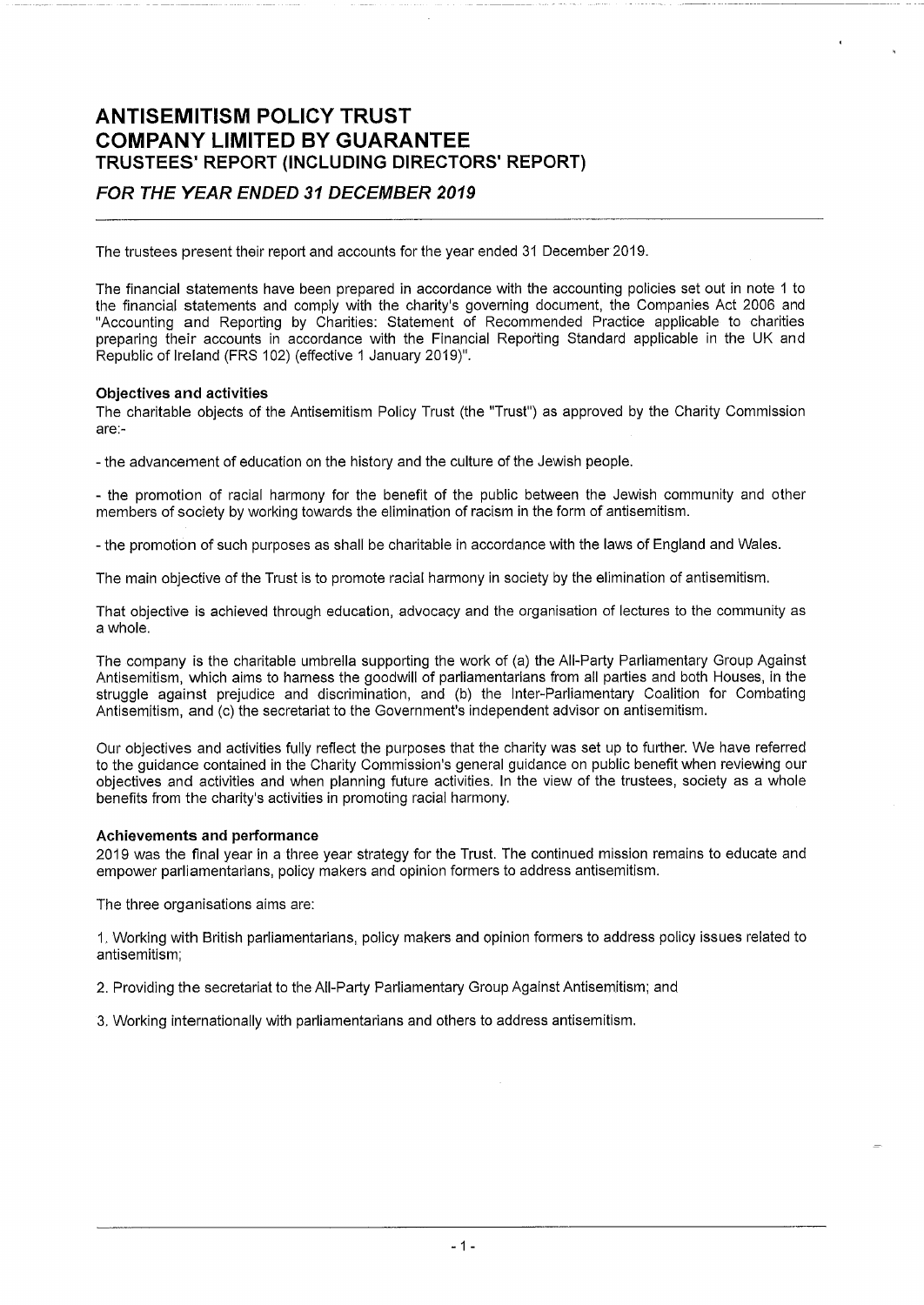# ANTISEMITISM POLICY TRUST
# COMPANY LIMITED BY GUARANTEE
## TRUSTEES' REPORT (INCLUDING DIRECTORS' REPORT)

### *FOR THE YEAR ENDED 31 DECEMBER 2019*

The trustees present their report and accounts for the year ended 31 December 2019.

The financial statements have been prepared in accordance with the accounting policies set out in note 1 to the financial statements and comply with the charity's governing document, the Companies Act 2006 and "Accounting and Reporting by Charities: Statement of Recommended Practice applicable to charities preparing their accounts in accordance with the Financial Reporting Standard applicable in the UK and Republic of Ireland (FRS 102) (effective 1 January 2019)".

**Objectives and activities**

The charitable objects of the Antisemitism Policy Trust (the "Trust") as approved by the Charity Commission are:-

- the advancement of education on the history and the culture of the Jewish people.

- the promotion of racial harmony for the benefit of the public between the Jewish community and other members of society by working towards the elimination of racism in the form of antisemitism.

- the promotion of such purposes as shall be charitable in accordance with the laws of England and Wales.

The main objective of the Trust is to promote racial harmony in society by the elimination of antisemitism.

That objective is achieved through education, advocacy and the organisation of lectures to the community as a whole.

The company is the charitable umbrella supporting the work of (a) the All-Party Parliamentary Group Against Antisemitism, which aims to harness the goodwill of parliamentarians from all parties and both Houses, in the struggle against prejudice and discrimination, and (b) the Inter-Parliamentary Coalition for Combating Antisemitism, and (c) the secretariat to the Government's independent advisor on antisemitism.

Our objectives and activities fully reflect the purposes that the charity was set up to further. We have referred to the guidance contained in the Charity Commission's general guidance on public benefit when reviewing our objectives and activities and when planning future activities. In the view of the trustees, society as a whole benefits from the charity's activities in promoting racial harmony.

**Achievements and performance**

2019 was the final year in a three year strategy for the Trust. The continued mission remains to educate and empower parliamentarians, policy makers and opinion formers to address antisemitism.

The three organisations aims are:

1. Working with British parliamentarians, policy makers and opinion formers to address policy issues related to antisemitism;

2. Providing the secretariat to the All-Party Parliamentary Group Against Antisemitism; and

3. Working internationally with parliamentarians and others to address antisemitism.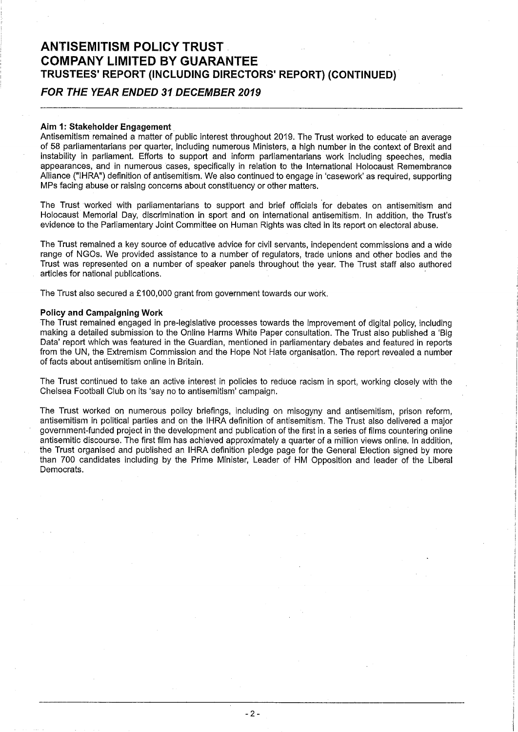# ANTISEMITISM POLICY TRUST
# COMPANY LIMITED BY GUARANTEE
## TRUSTEES' REPORT (INCLUDING DIRECTORS' REPORT) (CONTINUED)

### *FOR THE YEAR ENDED 31 DECEMBER 2019*

---

**Aim 1: Stakeholder Engagement**

Antisemitism remained a matter of public interest throughout 2019. The Trust worked to educate an average of 58 parliamentarians per quarter, including numerous Ministers, a high number in the context of Brexit and instability in parliament. Efforts to support and inform parliamentarians work including speeches, media appearances, and in numerous cases, specifically in relation to the International Holocaust Remembrance Alliance ("IHRA") definition of antisemitism. We also continued to engage in 'casework' as required, supporting MPs facing abuse or raising concerns about constituency or other matters.

The Trust worked with parliamentarians to support and brief officials for debates on antisemitism and Holocaust Memorial Day, discrimination in sport and on international antisemitism. In addition, the Trust's evidence to the Parliamentary Joint Committee on Human Rights was cited in its report on electoral abuse.

The Trust remained a key source of educative advice for civil servants, independent commissions and a wide range of NGOs. We provided assistance to a number of regulators, trade unions and other bodies and the Trust was represented on a number of speaker panels throughout the year. The Trust staff also authored articles for national publications.

The Trust also secured a £100,000 grant from government towards our work.

**Policy and Campaigning Work**

The Trust remained engaged in pre-legislative processes towards the improvement of digital policy, including making a detailed submission to the Online Harms White Paper consultation. The Trust also published a 'Big Data' report which was featured in the Guardian, mentioned in parliamentary debates and featured in reports from the UN, the Extremism Commission and the Hope Not Hate organisation. The report revealed a number of facts about antisemitism online in Britain.

The Trust continued to take an active interest in policies to reduce racism in sport, working closely with the Chelsea Football Club on its 'say no to antisemitism' campaign.

The Trust worked on numerous policy briefings, including on misogyny and antisemitism, prison reform, antisemitism in political parties and on the IHRA definition of antisemitism. The Trust also delivered a major government-funded project in the development and publication of the first in a series of films countering online antisemitic discourse. The first film has achieved approximately a quarter of a million views online. In addition, the Trust organised and published an IHRA definition pledge page for the General Election signed by more than 700 candidates including by the Prime Minister, Leader of HM Opposition and leader of the Liberal Democrats.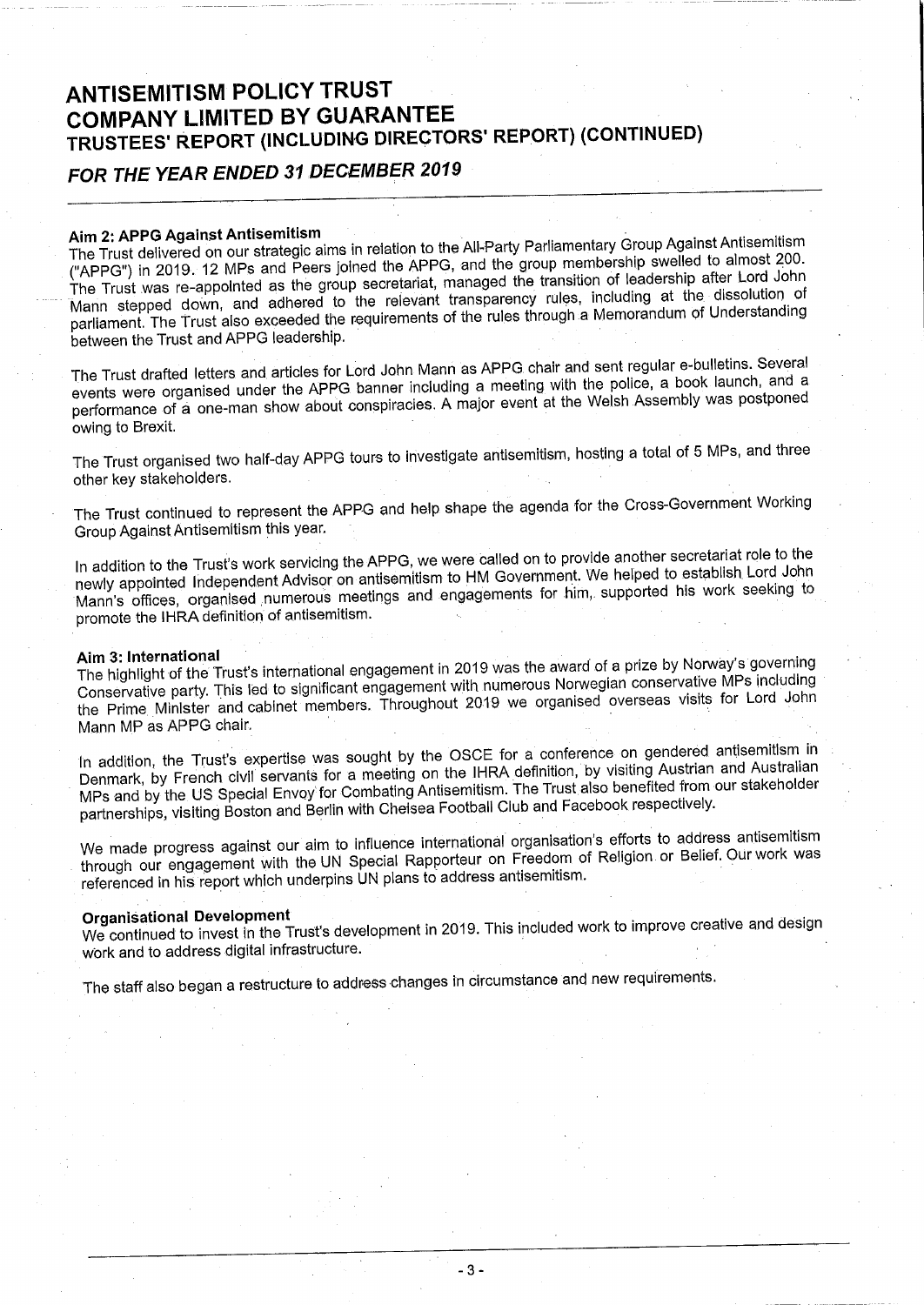# ANTISEMITISM POLICY TRUST
# COMPANY LIMITED BY GUARANTEE
## TRUSTEES' REPORT (INCLUDING DIRECTORS' REPORT) (CONTINUED)
### *FOR THE YEAR ENDED 31 DECEMBER 2019*

**Aim 2: APPG Against Antisemitism**
The Trust delivered on our strategic aims in relation to the All-Party Parliamentary Group Against Antisemitism ("APPG") in 2019. 12 MPs and Peers joined the APPG, and the group membership swelled to almost 200. The Trust was re-appointed as the group secretariat, managed the transition of leadership after Lord John Mann stepped down, and adhered to the relevant transparency rules, including at the dissolution of parliament. The Trust also exceeded the requirements of the rules through a Memorandum of Understanding between the Trust and APPG leadership.

The Trust drafted letters and articles for Lord John Mann as APPG chair and sent regular e-bulletins. Several events were organised under the APPG banner including a meeting with the police, a book launch, and a performance of a one-man show about conspiracies. A major event at the Welsh Assembly was postponed owing to Brexit.

The Trust organised two half-day APPG tours to investigate antisemitism, hosting a total of 5 MPs, and three other key stakeholders.

The Trust continued to represent the APPG and help shape the agenda for the Cross-Government Working Group Against Antisemitism this year.

In addition to the Trust's work servicing the APPG, we were called on to provide another secretariat role to the newly appointed Independent Advisor on antisemitism to HM Government. We helped to establish Lord John Mann's offices, organised numerous meetings and engagements for him, supported his work seeking to promote the IHRA definition of antisemitism.

**Aim 3: International**
The highlight of the Trust's international engagement in 2019 was the award of a prize by Norway's governing Conservative party. This led to significant engagement with numerous Norwegian conservative MPs including the Prime Minister and cabinet members. Throughout 2019 we organised overseas visits for Lord John Mann MP as APPG chair.

In addition, the Trust's expertise was sought by the OSCE for a conference on gendered antisemitism in Denmark, by French civil servants for a meeting on the IHRA definition, by visiting Austrian and Australian MPs and by the US Special Envoy for Combating Antisemitism. The Trust also benefited from our stakeholder partnerships, visiting Boston and Berlin with Chelsea Football Club and Facebook respectively.

We made progress against our aim to influence international organisation's efforts to address antisemitism through our engagement with the UN Special Rapporteur on Freedom of Religion or Belief. Our work was referenced in his report which underpins UN plans to address antisemitism.

**Organisational Development**
We continued to invest in the Trust's development in 2019. This included work to improve creative and design work and to address digital infrastructure.

The staff also began a restructure to address changes in circumstance and new requirements.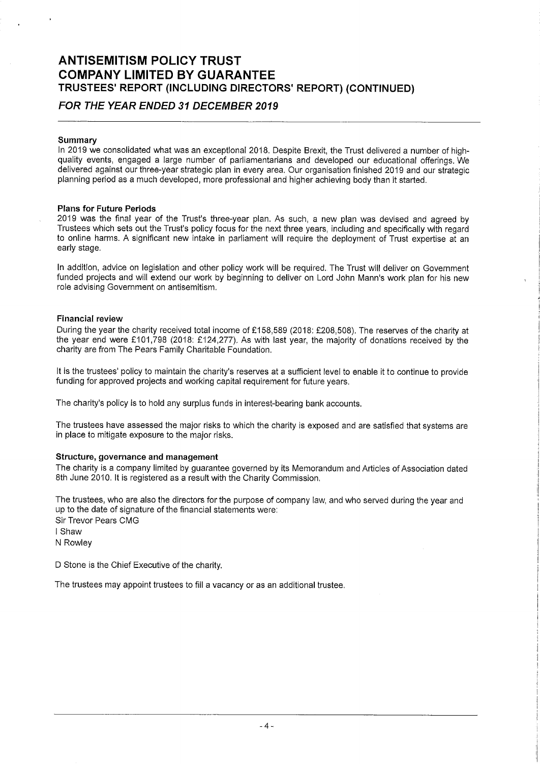# ANTISEMITISM POLICY TRUST
# COMPANY LIMITED BY GUARANTEE
## TRUSTEES' REPORT (INCLUDING DIRECTORS' REPORT) (CONTINUED)
### *FOR THE YEAR ENDED 31 DECEMBER 2019*

**Summary**

In 2019 we consolidated what was an exceptional 2018. Despite Brexit, the Trust delivered a number of high-quality events, engaged a large number of parliamentarians and developed our educational offerings. We delivered against our three-year strategic plan in every area. Our organisation finished 2019 and our strategic planning period as a much developed, more professional and higher achieving body than it started.

**Plans for Future Periods**

2019 was the final year of the Trust's three-year plan. As such, a new plan was devised and agreed by Trustees which sets out the Trust's policy focus for the next three years, including and specifically with regard to online harms. A significant new intake in parliament will require the deployment of Trust expertise at an early stage.

In addition, advice on legislation and other policy work will be required. The Trust will deliver on Government funded projects and will extend our work by beginning to deliver on Lord John Mann's work plan for his new role advising Government on antisemitism.

**Financial review**

During the year the charity received total income of £158,589 (2018: £208,508). The reserves of the charity at the year end were £101,798 (2018: £124,277). As with last year, the majority of donations received by the charity are from The Pears Family Charitable Foundation.

It is the trustees' policy to maintain the charity's reserves at a sufficient level to enable it to continue to provide funding for approved projects and working capital requirement for future years.

The charity's policy is to hold any surplus funds in interest-bearing bank accounts.

The trustees have assessed the major risks to which the charity is exposed and are satisfied that systems are in place to mitigate exposure to the major risks.

**Structure, governance and management**

The charity is a company limited by guarantee governed by its Memorandum and Articles of Association dated 8th June 2010. It is registered as a result with the Charity Commission.

The trustees, who are also the directors for the purpose of company law, and who served during the year and up to the date of signature of the financial statements were:

Sir Trevor Pears CMG
I Shaw
N Rowley

D Stone is the Chief Executive of the charity.

The trustees may appoint trustees to fill a vacancy or as an additional trustee.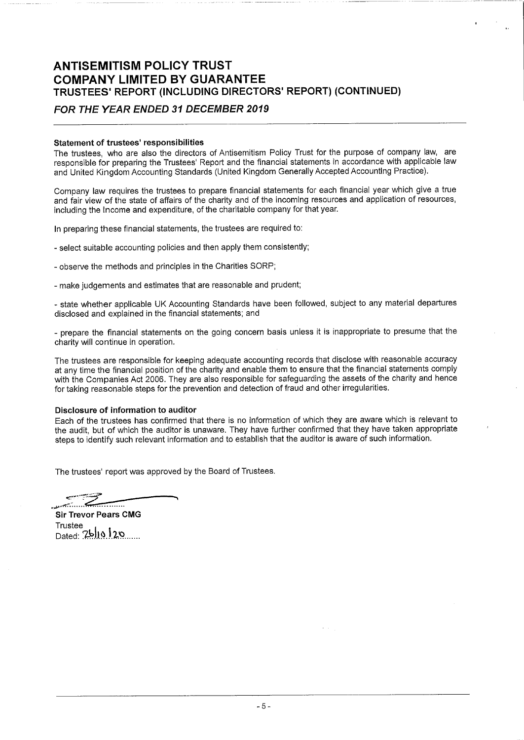# ANTISEMITISM POLICY TRUST
# COMPANY LIMITED BY GUARANTEE
## TRUSTEES' REPORT (INCLUDING DIRECTORS' REPORT) (CONTINUED)

### *FOR THE YEAR ENDED 31 DECEMBER 2019*

**Statement of trustees' responsibilities**

The trustees, who are also the directors of Antisemitism Policy Trust for the purpose of company law, are responsible for preparing the Trustees' Report and the financial statements in accordance with applicable law and United Kingdom Accounting Standards (United Kingdom Generally Accepted Accounting Practice).

Company law requires the trustees to prepare financial statements for each financial year which give a true and fair view of the state of affairs of the charity and of the incoming resources and application of resources, including the income and expenditure, of the charitable company for that year.

In preparing these financial statements, the trustees are required to:

- select suitable accounting policies and then apply them consistently;

- observe the methods and principles in the Charities SORP;

- make judgements and estimates that are reasonable and prudent;

- state whether applicable UK Accounting Standards have been followed, subject to any material departures disclosed and explained in the financial statements; and

- prepare the financial statements on the going concern basis unless it is inappropriate to presume that the charity will continue in operation.

The trustees are responsible for keeping adequate accounting records that disclose with reasonable accuracy at any time the financial position of the charity and enable them to ensure that the financial statements comply with the Companies Act 2006. They are also responsible for safeguarding the assets of the charity and hence for taking reasonable steps for the prevention and detection of fraud and other irregularities.

**Disclosure of information to auditor**

Each of the trustees has confirmed that there is no information of which they are aware which is relevant to the audit, but of which the auditor is unaware. They have further confirmed that they have taken appropriate steps to identify such relevant information and to establish that the auditor is aware of such information.

The trustees' report was approved by the Board of Trustees.

..............................

**Sir Trevor Pears CMG**
Trustee
Dated: 26/10/20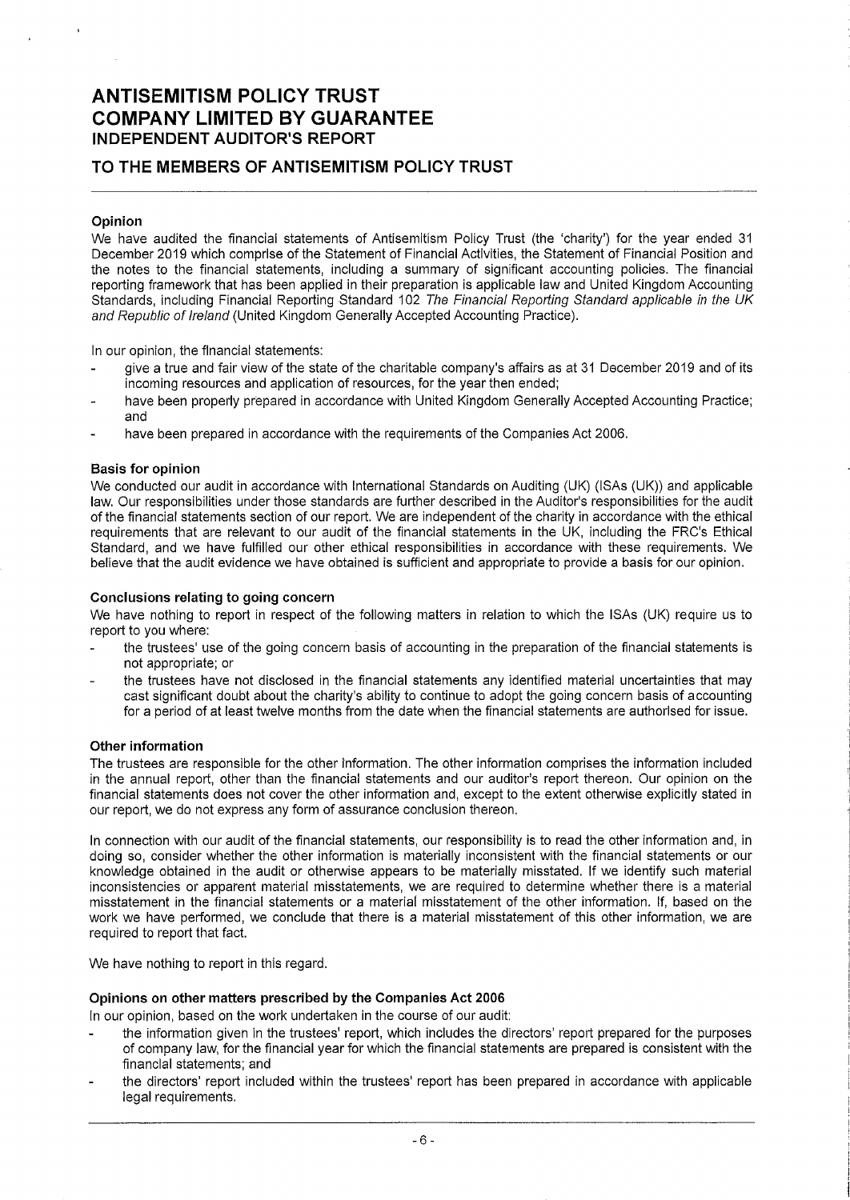# ANTISEMITISM POLICY TRUST
# COMPANY LIMITED BY GUARANTEE
## INDEPENDENT AUDITOR'S REPORT

## TO THE MEMBERS OF ANTISEMITISM POLICY TRUST

### Opinion

We have audited the financial statements of Antisemitism Policy Trust (the 'charity') for the year ended 31 December 2019 which comprise of the Statement of Financial Activities, the Statement of Financial Position and the notes to the financial statements, including a summary of significant accounting policies. The financial reporting framework that has been applied in their preparation is applicable law and United Kingdom Accounting Standards, including Financial Reporting Standard 102 *The Financial Reporting Standard applicable in the UK and Republic of Ireland* (United Kingdom Generally Accepted Accounting Practice).

In our opinion, the financial statements:

- give a true and fair view of the state of the charitable company's affairs as at 31 December 2019 and of its incoming resources and application of resources, for the year then ended;
- have been properly prepared in accordance with United Kingdom Generally Accepted Accounting Practice; and
- have been prepared in accordance with the requirements of the Companies Act 2006.

### Basis for opinion

We conducted our audit in accordance with International Standards on Auditing (UK) (ISAs (UK)) and applicable law. Our responsibilities under those standards are further described in the Auditor's responsibilities for the audit of the financial statements section of our report. We are independent of the charity in accordance with the ethical requirements that are relevant to our audit of the financial statements in the UK, including the FRC's Ethical Standard, and we have fulfilled our other ethical responsibilities in accordance with these requirements. We believe that the audit evidence we have obtained is sufficient and appropriate to provide a basis for our opinion.

### Conclusions relating to going concern

We have nothing to report in respect of the following matters in relation to which the ISAs (UK) require us to report to you where:

- the trustees' use of the going concern basis of accounting in the preparation of the financial statements is not appropriate; or
- the trustees have not disclosed in the financial statements any identified material uncertainties that may cast significant doubt about the charity's ability to continue to adopt the going concern basis of accounting for a period of at least twelve months from the date when the financial statements are authorised for issue.

### Other information

The trustees are responsible for the other information. The other information comprises the information included in the annual report, other than the financial statements and our auditor's report thereon. Our opinion on the financial statements does not cover the other information and, except to the extent otherwise explicitly stated in our report, we do not express any form of assurance conclusion thereon.

In connection with our audit of the financial statements, our responsibility is to read the other information and, in doing so, consider whether the other information is materially inconsistent with the financial statements or our knowledge obtained in the audit or otherwise appears to be materially misstated. If we identify such material inconsistencies or apparent material misstatements, we are required to determine whether there is a material misstatement in the financial statements or a material misstatement of the other information. If, based on the work we have performed, we conclude that there is a material misstatement of this other information, we are required to report that fact.

We have nothing to report in this regard.

### Opinions on other matters prescribed by the Companies Act 2006

In our opinion, based on the work undertaken in the course of our audit:

- the information given in the trustees' report, which includes the directors' report prepared for the purposes of company law, for the financial year for which the financial statements are prepared is consistent with the financial statements; and
- the directors' report included within the trustees' report has been prepared in accordance with applicable legal requirements.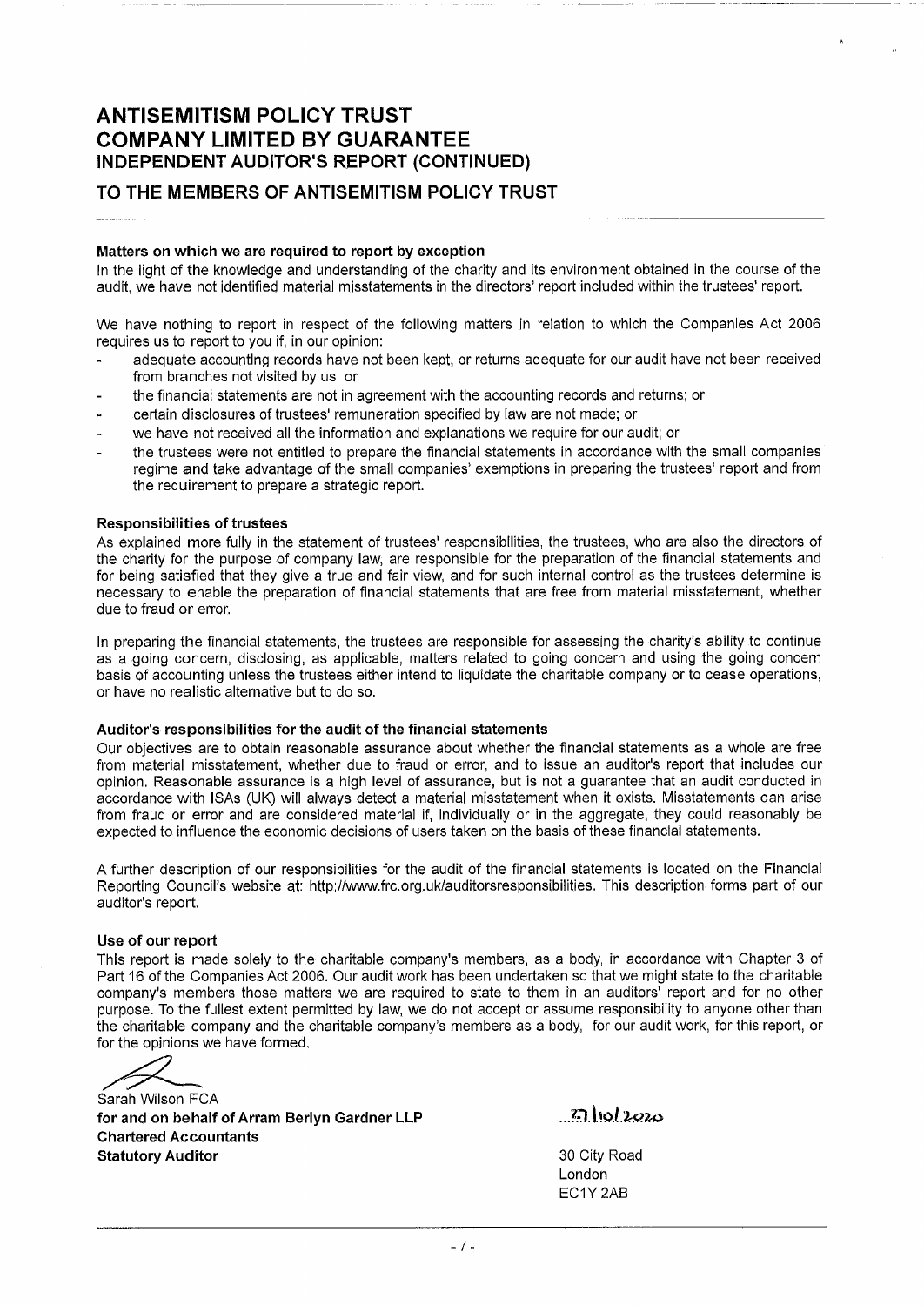# ANTISEMITISM POLICY TRUST
# COMPANY LIMITED BY GUARANTEE
## INDEPENDENT AUDITOR'S REPORT (CONTINUED)

## TO THE MEMBERS OF ANTISEMITISM POLICY TRUST

**Matters on which we are required to report by exception**

In the light of the knowledge and understanding of the charity and its environment obtained in the course of the audit, we have not identified material misstatements in the directors' report included within the trustees' report.

We have nothing to report in respect of the following matters in relation to which the Companies Act 2006 requires us to report to you if, in our opinion:

- adequate accounting records have not been kept, or returns adequate for our audit have not been received from branches not visited by us; or
- the financial statements are not in agreement with the accounting records and returns; or
- certain disclosures of trustees' remuneration specified by law are not made; or
- we have not received all the information and explanations we require for our audit; or
- the trustees were not entitled to prepare the financial statements in accordance with the small companies regime and take advantage of the small companies' exemptions in preparing the trustees' report and from the requirement to prepare a strategic report.

**Responsibilities of trustees**

As explained more fully in the statement of trustees' responsibilities, the trustees, who are also the directors of the charity for the purpose of company law, are responsible for the preparation of the financial statements and for being satisfied that they give a true and fair view, and for such internal control as the trustees determine is necessary to enable the preparation of financial statements that are free from material misstatement, whether due to fraud or error.

In preparing the financial statements, the trustees are responsible for assessing the charity's ability to continue as a going concern, disclosing, as applicable, matters related to going concern and using the going concern basis of accounting unless the trustees either intend to liquidate the charitable company or to cease operations, or have no realistic alternative but to do so.

**Auditor's responsibilities for the audit of the financial statements**

Our objectives are to obtain reasonable assurance about whether the financial statements as a whole are free from material misstatement, whether due to fraud or error, and to issue an auditor's report that includes our opinion. Reasonable assurance is a high level of assurance, but is not a guarantee that an audit conducted in accordance with ISAs (UK) will always detect a material misstatement when it exists. Misstatements can arise from fraud or error and are considered material if, individually or in the aggregate, they could reasonably be expected to influence the economic decisions of users taken on the basis of these financial statements.

A further description of our responsibilities for the audit of the financial statements is located on the Financial Reporting Council's website at: http://www.frc.org.uk/auditorsresponsibilities. This description forms part of our auditor's report.

**Use of our report**

This report is made solely to the charitable company's members, as a body, in accordance with Chapter 3 of Part 16 of the Companies Act 2006. Our audit work has been undertaken so that we might state to the charitable company's members those matters we are required to state to them in an auditors' report and for no other purpose. To the fullest extent permitted by law, we do not accept or assume responsibility to anyone other than the charitable company and the charitable company's members as a body, for our audit work, for this report, or for the opinions we have formed.

Sarah Wilson FCA
**for and on behalf of Arram Berlyn Gardner LLP**
**Chartered Accountants**
**Statutory Auditor**

27/10/2020

30 City Road
London
EC1Y 2AB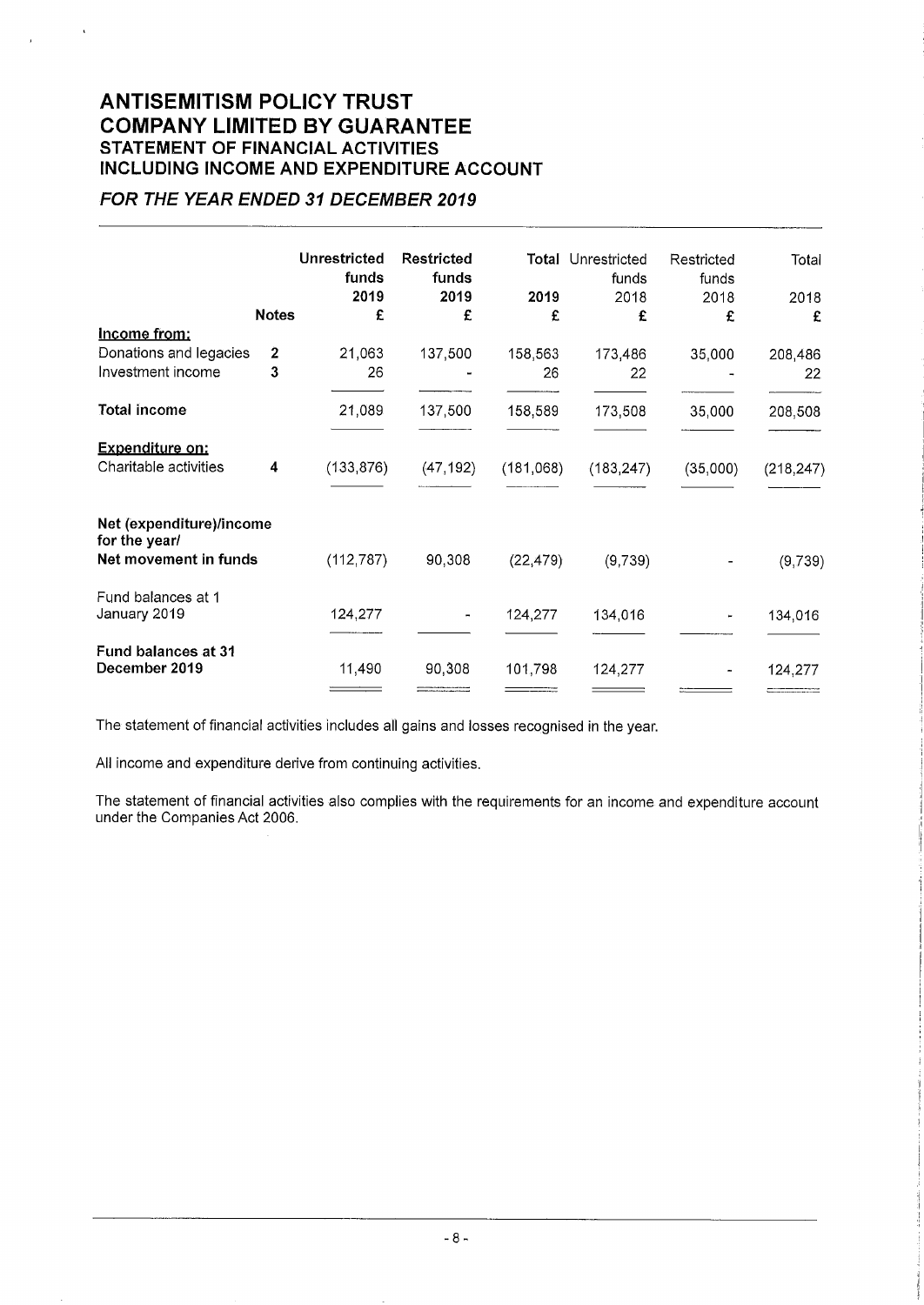# ANTISEMITISM POLICY TRUST
# COMPANY LIMITED BY GUARANTEE
## STATEMENT OF FINANCIAL ACTIVITIES
## INCLUDING INCOME AND EXPENDITURE ACCOUNT

### *FOR THE YEAR ENDED 31 DECEMBER 2019*

| | Notes | Unrestricted funds 2019 £ | Restricted funds 2019 £ | Total 2019 £ | Unrestricted funds 2018 £ | Restricted funds 2018 £ | Total 2018 £ |
|---|---|---|---|---|---|---|---|
| **Income from:** | | | | | | | |
| Donations and legacies | 2 | 21,063 | 137,500 | 158,563 | 173,486 | 35,000 | 208,486 |
| Investment income | 3 | 26 | - | 26 | 22 | - | 22 |
| **Total income** | | 21,089 | 137,500 | 158,589 | 173,508 | 35,000 | 208,508 |
| **Expenditure on:** | | | | | | | |
| Charitable activities | 4 | (133,876) | (47,192) | (181,068) | (183,247) | (35,000) | (218,247) |
| **Net (expenditure)/income for the year/ Net movement in funds** | | (112,787) | 90,308 | (22,479) | (9,739) | - | (9,739) |
| Fund balances at 1 January 2019 | | 124,277 | - | 124,277 | 134,016 | - | 134,016 |
| **Fund balances at 31 December 2019** | | 11,490 | 90,308 | 101,798 | 124,277 | - | 124,277 |

The statement of financial activities includes all gains and losses recognised in the year.

All income and expenditure derive from continuing activities.

The statement of financial activities also complies with the requirements for an income and expenditure account under the Companies Act 2006.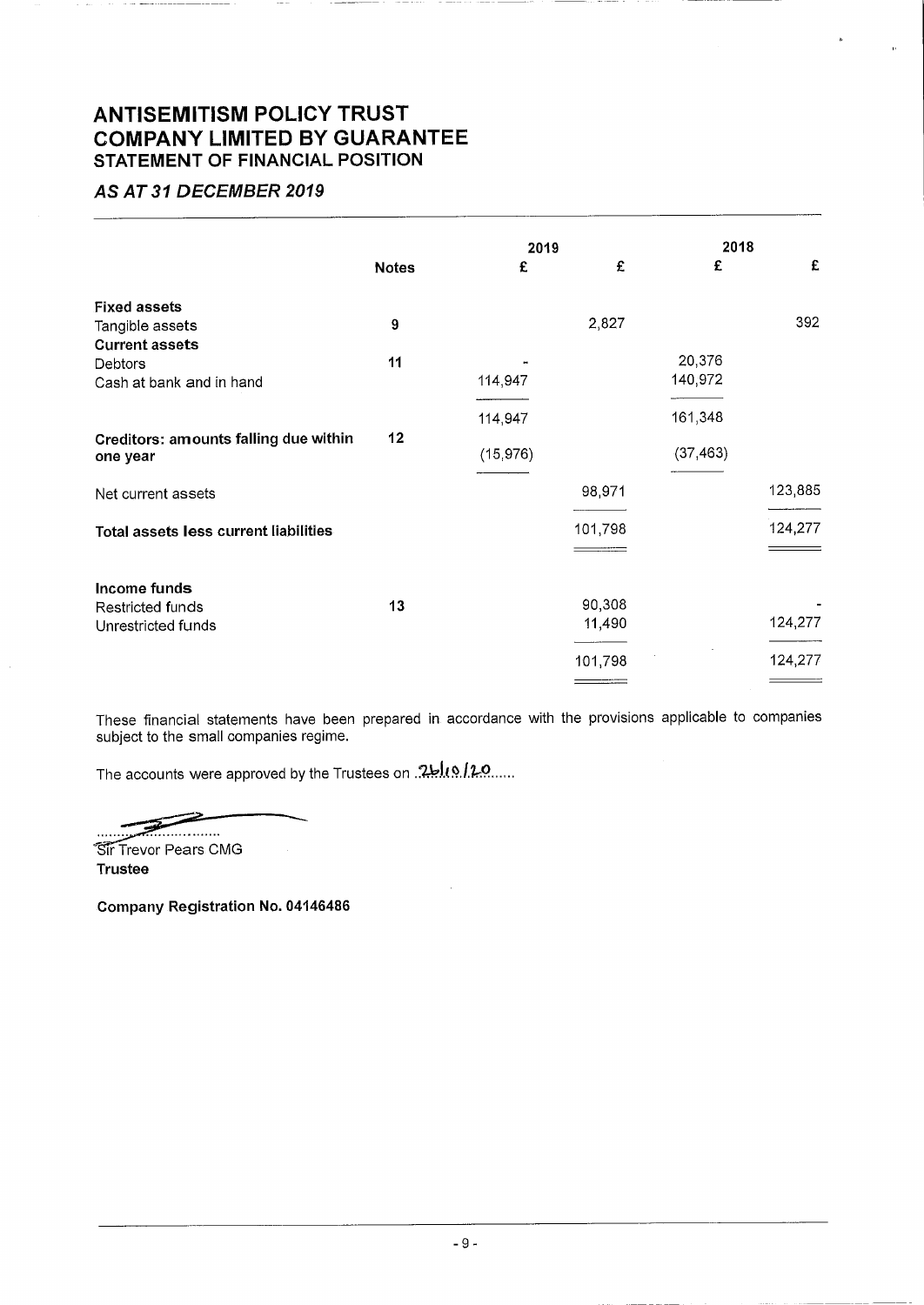# ANTISEMITISM POLICY TRUST
# COMPANY LIMITED BY GUARANTEE
## STATEMENT OF FINANCIAL POSITION

### *AS AT 31 DECEMBER 2019*

| | Notes | 2019 £ | 2019 £ | 2018 £ | 2018 £ |
|---|---|---|---|---|---|
| **Fixed assets** | | | | | |
| Tangible assets | 9 | | 2,827 | | 392 |
| **Current assets** | | | | | |
| Debtors | 11 | - | | 20,376 | |
| Cash at bank and in hand | | 114,947 | | 140,972 | |
| | | 114,947 | | 161,348 | |
| **Creditors: amounts falling due within one year** | 12 | (15,976) | | (37,463) | |
| Net current assets | | | 98,971 | | 123,885 |
| **Total assets less current liabilities** | | | 101,798 | | 124,277 |
| | | | | | |
| **Income funds** | | | | | |
| Restricted funds | 13 | | 90,308 | | - |
| Unrestricted funds | | | 11,490 | | 124,277 |
| | | | 101,798 | | 124,277 |

These financial statements have been prepared in accordance with the provisions applicable to companies subject to the small companies regime.

The accounts were approved by the Trustees on 26/10/20

Sir Trevor Pears CMG
**Trustee**

**Company Registration No. 04146486**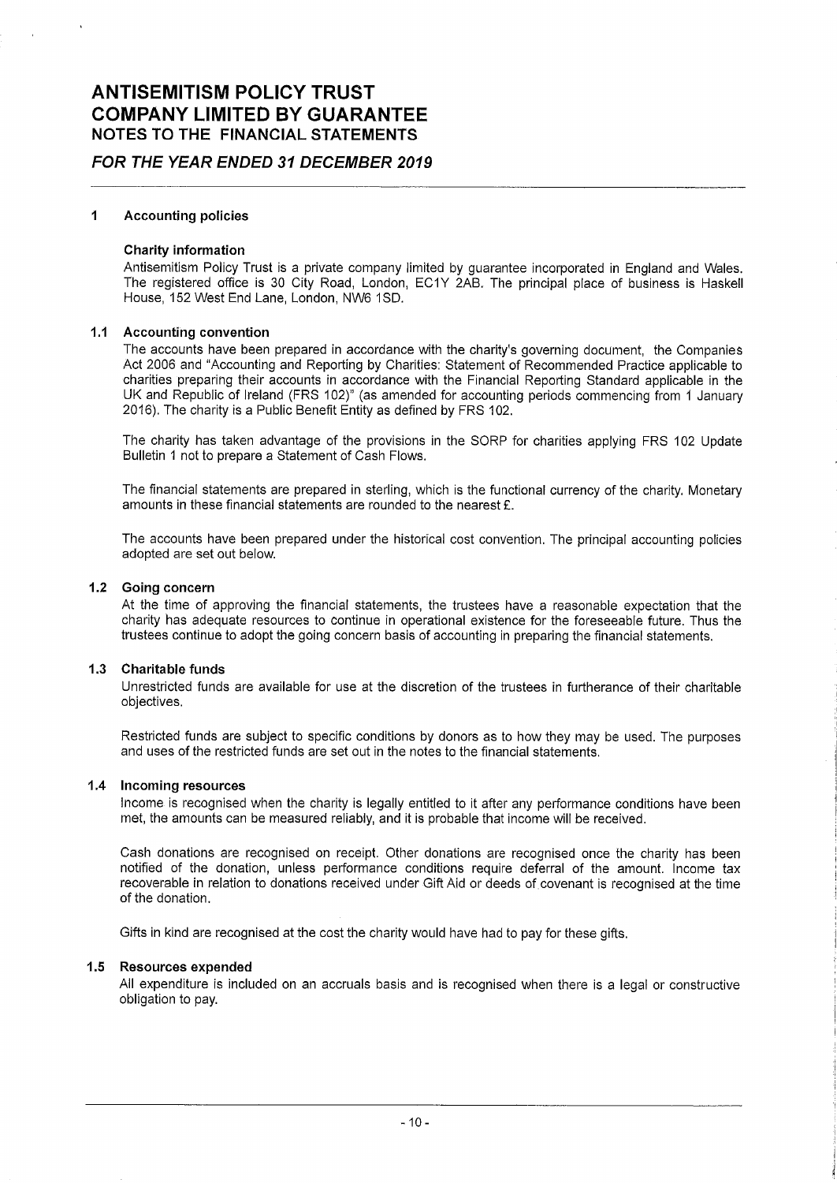# ANTISEMITISM POLICY TRUST COMPANY LIMITED BY GUARANTEE

## NOTES TO THE FINANCIAL STATEMENTS

### *FOR THE YEAR ENDED 31 DECEMBER 2019*

**1 Accounting policies**

**Charity information**

Antisemitism Policy Trust is a private company limited by guarantee incorporated in England and Wales. The registered office is 30 City Road, London, EC1Y 2AB. The principal place of business is Haskell House, 152 West End Lane, London, NW6 1SD.

**1.1 Accounting convention**

The accounts have been prepared in accordance with the charity's governing document, the Companies Act 2006 and "Accounting and Reporting by Charities: Statement of Recommended Practice applicable to charities preparing their accounts in accordance with the Financial Reporting Standard applicable in the UK and Republic of Ireland (FRS 102)" (as amended for accounting periods commencing from 1 January 2016). The charity is a Public Benefit Entity as defined by FRS 102.

The charity has taken advantage of the provisions in the SORP for charities applying FRS 102 Update Bulletin 1 not to prepare a Statement of Cash Flows.

The financial statements are prepared in sterling, which is the functional currency of the charity. Monetary amounts in these financial statements are rounded to the nearest £.

The accounts have been prepared under the historical cost convention. The principal accounting policies adopted are set out below.

**1.2 Going concern**

At the time of approving the financial statements, the trustees have a reasonable expectation that the charity has adequate resources to continue in operational existence for the foreseeable future. Thus the trustees continue to adopt the going concern basis of accounting in preparing the financial statements.

**1.3 Charitable funds**

Unrestricted funds are available for use at the discretion of the trustees in furtherance of their charitable objectives.

Restricted funds are subject to specific conditions by donors as to how they may be used. The purposes and uses of the restricted funds are set out in the notes to the financial statements.

**1.4 Incoming resources**

Income is recognised when the charity is legally entitled to it after any performance conditions have been met, the amounts can be measured reliably, and it is probable that income will be received.

Cash donations are recognised on receipt. Other donations are recognised once the charity has been notified of the donation, unless performance conditions require deferral of the amount. Income tax recoverable in relation to donations received under Gift Aid or deeds of covenant is recognised at the time of the donation.

Gifts in kind are recognised at the cost the charity would have had to pay for these gifts.

**1.5 Resources expended**

All expenditure is included on an accruals basis and is recognised when there is a legal or constructive obligation to pay.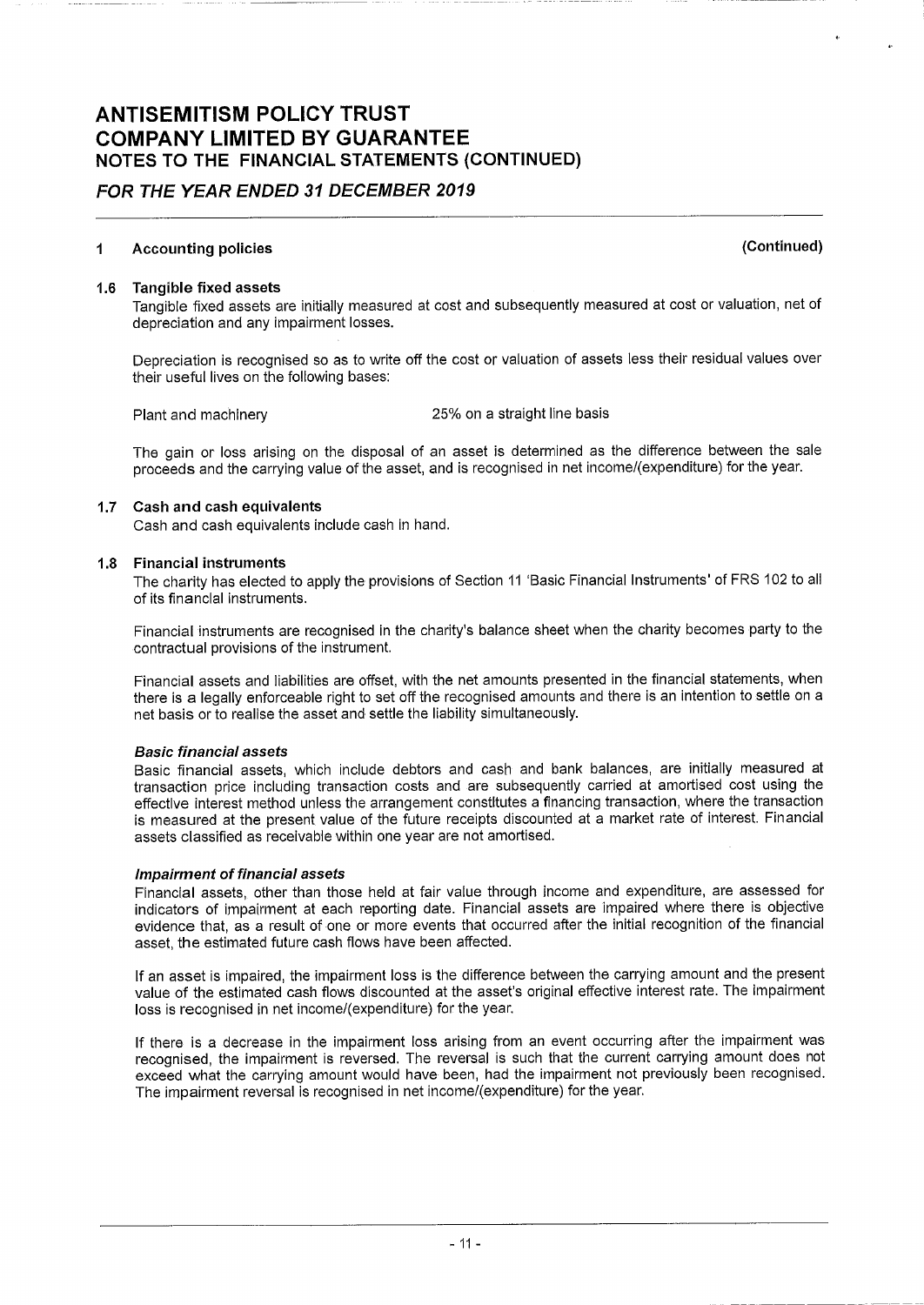# ANTISEMITISM POLICY TRUST
# COMPANY LIMITED BY GUARANTEE
## NOTES TO THE FINANCIAL STATEMENTS (CONTINUED)

***FOR THE YEAR ENDED 31 DECEMBER 2019***

### 1 Accounting policies (Continued)

#### 1.6 Tangible fixed assets

Tangible fixed assets are initially measured at cost and subsequently measured at cost or valuation, net of depreciation and any impairment losses.

Depreciation is recognised so as to write off the cost or valuation of assets less their residual values over their useful lives on the following bases:

| | |
|---|---|
| Plant and machinery | 25% on a straight line basis |

The gain or loss arising on the disposal of an asset is determined as the difference between the sale proceeds and the carrying value of the asset, and is recognised in net income/(expenditure) for the year.

#### 1.7 Cash and cash equivalents

Cash and cash equivalents include cash in hand.

#### 1.8 Financial instruments

The charity has elected to apply the provisions of Section 11 'Basic Financial Instruments' of FRS 102 to all of its financial instruments.

Financial instruments are recognised in the charity's balance sheet when the charity becomes party to the contractual provisions of the instrument.

Financial assets and liabilities are offset, with the net amounts presented in the financial statements, when there is a legally enforceable right to set off the recognised amounts and there is an intention to settle on a net basis or to realise the asset and settle the liability simultaneously.

***Basic financial assets***

Basic financial assets, which include debtors and cash and bank balances, are initially measured at transaction price including transaction costs and are subsequently carried at amortised cost using the effective interest method unless the arrangement constitutes a financing transaction, where the transaction is measured at the present value of the future receipts discounted at a market rate of interest. Financial assets classified as receivable within one year are not amortised.

***Impairment of financial assets***

Financial assets, other than those held at fair value through income and expenditure, are assessed for indicators of impairment at each reporting date. Financial assets are impaired where there is objective evidence that, as a result of one or more events that occurred after the initial recognition of the financial asset, the estimated future cash flows have been affected.

If an asset is impaired, the impairment loss is the difference between the carrying amount and the present value of the estimated cash flows discounted at the asset's original effective interest rate. The impairment loss is recognised in net income/(expenditure) for the year.

If there is a decrease in the impairment loss arising from an event occurring after the impairment was recognised, the impairment is reversed. The reversal is such that the current carrying amount does not exceed what the carrying amount would have been, had the impairment not previously been recognised. The impairment reversal is recognised in net income/(expenditure) for the year.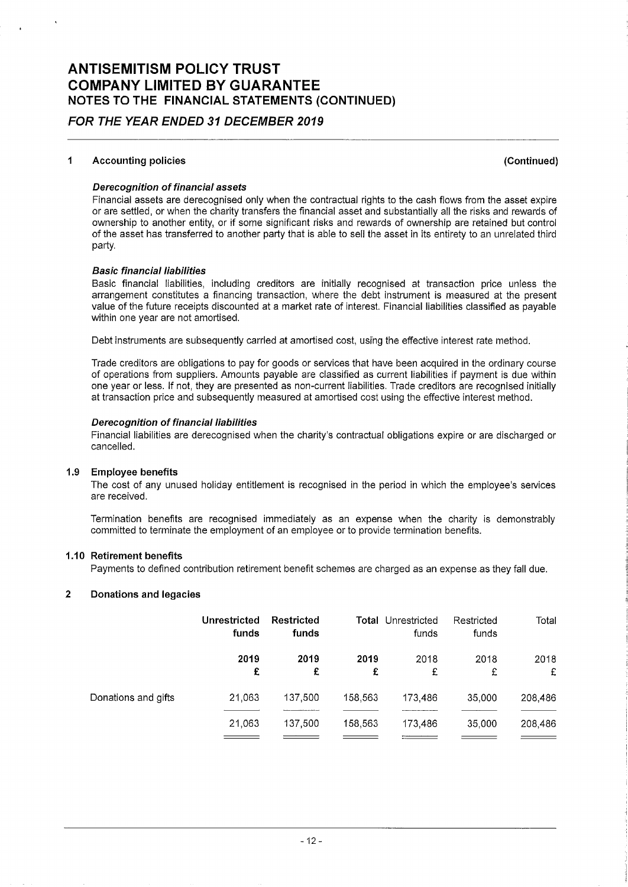# ANTISEMITISM POLICY TRUST
# COMPANY LIMITED BY GUARANTEE
## NOTES TO THE FINANCIAL STATEMENTS (CONTINUED)

### *FOR THE YEAR ENDED 31 DECEMBER 2019*

### 1 Accounting policies (Continued)

#### *Derecognition of financial assets*

Financial assets are derecognised only when the contractual rights to the cash flows from the asset expire or are settled, or when the charity transfers the financial asset and substantially all the risks and rewards of ownership to another entity, or if some significant risks and rewards of ownership are retained but control of the asset has transferred to another party that is able to sell the asset in its entirety to an unrelated third party.

#### *Basic financial liabilities*

Basic financial liabilities, including creditors are initially recognised at transaction price unless the arrangement constitutes a financing transaction, where the debt instrument is measured at the present value of the future receipts discounted at a market rate of interest. Financial liabilities classified as payable within one year are not amortised.

Debt instruments are subsequently carried at amortised cost, using the effective interest rate method.

Trade creditors are obligations to pay for goods or services that have been acquired in the ordinary course of operations from suppliers. Amounts payable are classified as current liabilities if payment is due within one year or less. If not, they are presented as non-current liabilities. Trade creditors are recognised initially at transaction price and subsequently measured at amortised cost using the effective interest method.

#### *Derecognition of financial liabilities*

Financial liabilities are derecognised when the charity's contractual obligations expire or are discharged or cancelled.

### 1.9 Employee benefits

The cost of any unused holiday entitlement is recognised in the period in which the employee's services are received.

Termination benefits are recognised immediately as an expense when the charity is demonstrably committed to terminate the employment of an employee or to provide termination benefits.

### 1.10 Retirement benefits

Payments to defined contribution retirement benefit schemes are charged as an expense as they fall due.

### 2 Donations and legacies

| | **Unrestricted funds** | **Restricted funds** | **Total** | Unrestricted funds | Restricted funds | Total |
|---|---|---|---|---|---|---|
| | **2019** | **2019** | **2019** | 2018 | 2018 | 2018 |
| | **£** | **£** | **£** | £ | £ | £ |
| Donations and gifts | 21,063 | 137,500 | 158,563 | 173,486 | 35,000 | 208,486 |
| | 21,063 | 137,500 | 158,563 | 173,486 | 35,000 | 208,486 |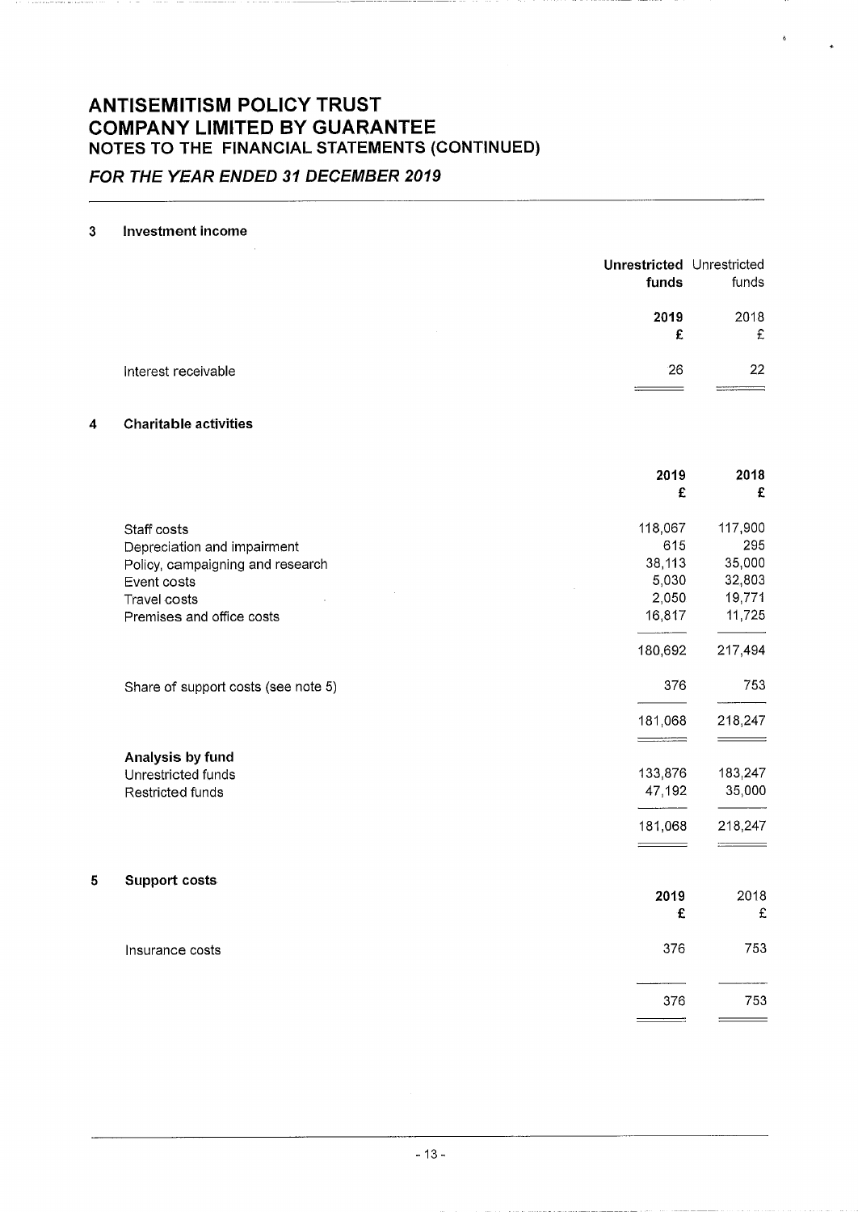# ANTISEMITISM POLICY TRUST
# COMPANY LIMITED BY GUARANTEE
## NOTES TO THE FINANCIAL STATEMENTS (CONTINUED)
### *FOR THE YEAR ENDED 31 DECEMBER 2019*

**3 Investment income**

| | **Unrestricted funds** | Unrestricted funds |
|---|---|---|
| | **2019** | 2018 |
| | **£** | £ |
| Interest receivable | 26 | 22 |

**4 Charitable activities**

| | **2019** | **2018** |
|---|---|---|
| | **£** | **£** |
| Staff costs | 118,067 | 117,900 |
| Depreciation and impairment | 615 | 295 |
| Policy, campaigning and research | 38,113 | 35,000 |
| Event costs | 5,030 | 32,803 |
| Travel costs | 2,050 | 19,771 |
| Premises and office costs | 16,817 | 11,725 |
| | 180,692 | 217,494 |
| Share of support costs (see note 5) | 376 | 753 |
| | 181,068 | 218,247 |
| **Analysis by fund** | | |
| Unrestricted funds | 133,876 | 183,247 |
| Restricted funds | 47,192 | 35,000 |
| | 181,068 | 218,247 |

**5 Support costs**

| | **2019** | 2018 |
|---|---|---|
| | **£** | £ |
| Insurance costs | 376 | 753 |
| | 376 | 753 |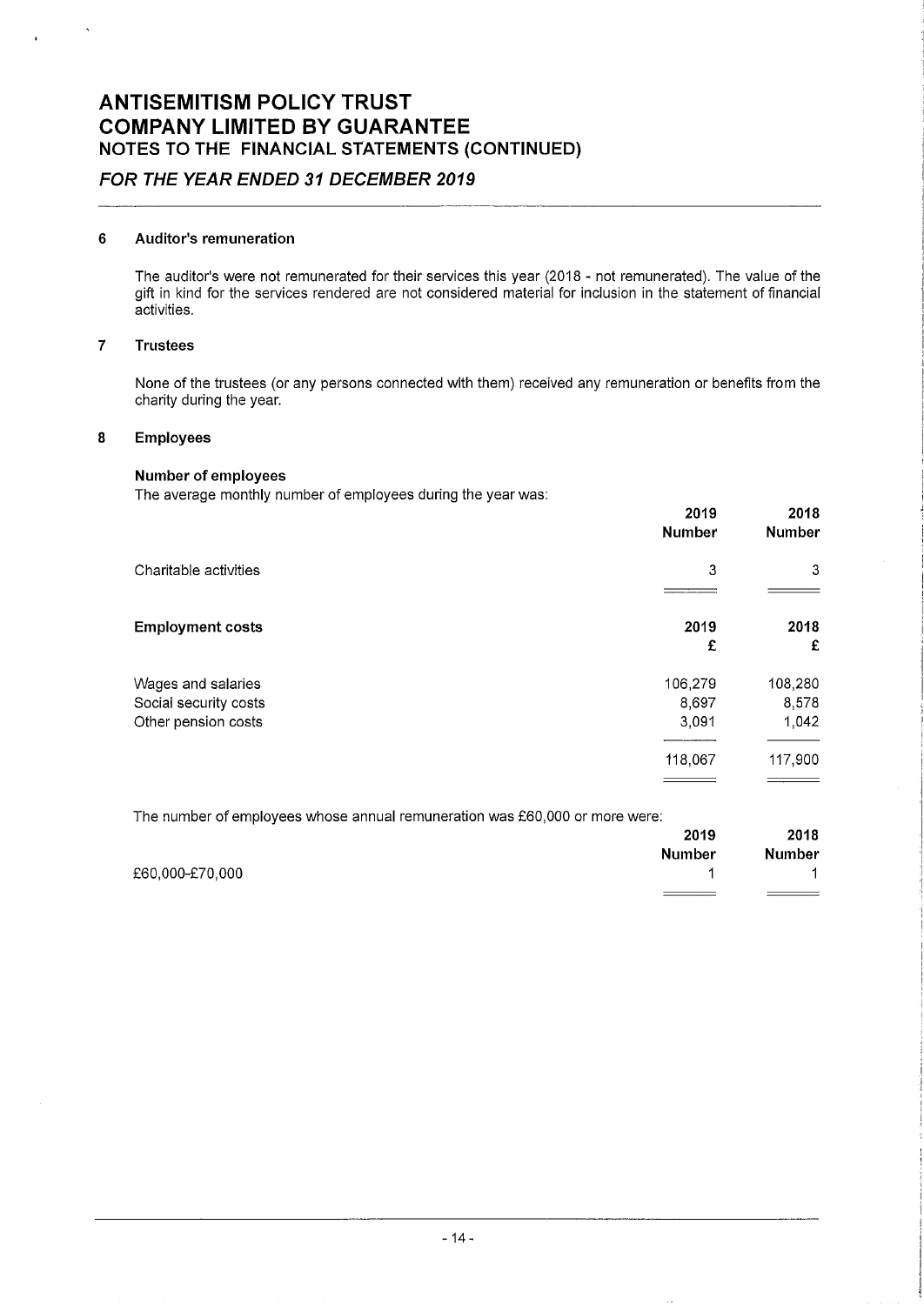# ANTISEMITISM POLICY TRUST
# COMPANY LIMITED BY GUARANTEE
## NOTES TO THE FINANCIAL STATEMENTS (CONTINUED)

### *FOR THE YEAR ENDED 31 DECEMBER 2019*

---

### 6 Auditor's remuneration

The auditor's were not remunerated for their services this year (2018 - not remunerated). The value of the gift in kind for the services rendered are not considered material for inclusion in the statement of financial activities.

### 7 Trustees

None of the trustees (or any persons connected with them) received any remuneration or benefits from the charity during the year.

### 8 Employees

**Number of employees**

The average monthly number of employees during the year was:

| | 2019 Number | 2018 Number |
|---|---|---|
| Charitable activities | 3 | 3 |

| **Employment costs** | 2019 £ | 2018 £ |
|---|---|---|
| Wages and salaries | 106,279 | 108,280 |
| Social security costs | 8,697 | 8,578 |
| Other pension costs | 3,091 | 1,042 |
| | 118,067 | 117,900 |

The number of employees whose annual remuneration was £60,000 or more were:

| | 2019 Number | 2018 Number |
|---|---|---|
| £60,000-£70,000 | 1 | 1 |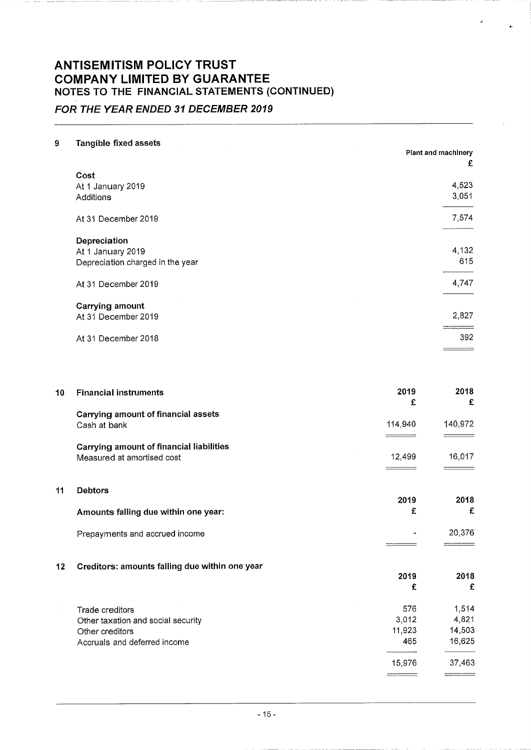# ANTISEMITISM POLICY TRUST
# COMPANY LIMITED BY GUARANTEE
## NOTES TO THE FINANCIAL STATEMENTS (CONTINUED)

### *FOR THE YEAR ENDED 31 DECEMBER 2019*

## 9 Tangible fixed assets

| | Plant and machinery |
|---|---|
| | £ |
| **Cost** | |
| At 1 January 2019 | 4,523 |
| Additions | 3,051 |
| At 31 December 2019 | 7,574 |
| **Depreciation** | |
| At 1 January 2019 | 4,132 |
| Depreciation charged in the year | 615 |
| At 31 December 2019 | 4,747 |
| **Carrying amount** | |
| At 31 December 2019 | 2,827 |
| At 31 December 2018 | 392 |

## 10 Financial instruments

| | 2019 | 2018 |
|---|---|---|
| | £ | £ |
| **Carrying amount of financial assets** | | |
| Cash at bank | 114,940 | 140,972 |
| **Carrying amount of financial liabilities** | | |
| Measured at amortised cost | 12,499 | 16,017 |

## 11 Debtors

| | 2019 | 2018 |
|---|---|---|
| **Amounts falling due within one year:** | £ | £ |
| Prepayments and accrued income | - | 20,376 |

## 12 Creditors: amounts falling due within one year

| | 2019 | 2018 |
|---|---|---|
| | £ | £ |
| Trade creditors | 576 | 1,514 |
| Other taxation and social security | 3,012 | 4,821 |
| Other creditors | 11,923 | 14,503 |
| Accruals and deferred income | 465 | 16,625 |
| | 15,976 | 37,463 |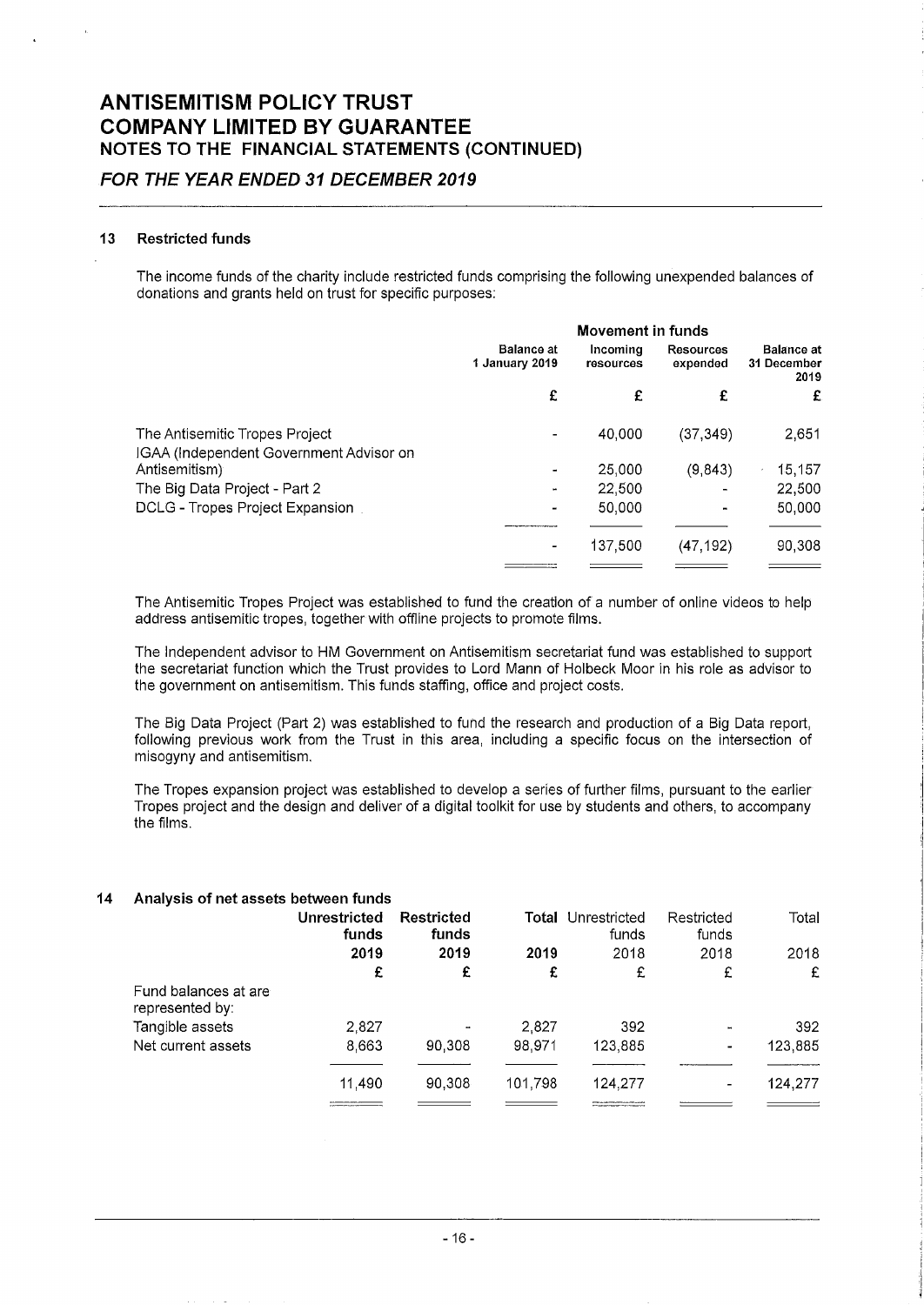# ANTISEMITISM POLICY TRUST
# COMPANY LIMITED BY GUARANTEE
## NOTES TO THE FINANCIAL STATEMENTS (CONTINUED)

### *FOR THE YEAR ENDED 31 DECEMBER 2019*

#### 13 Restricted funds

The income funds of the charity include restricted funds comprising the following unexpended balances of donations and grants held on trust for specific purposes:

| | Movement in funds | | | |
|---|---|---|---|---|
| | Balance at 1 January 2019 | Incoming resources | Resources expended | Balance at 31 December 2019 |
| | £ | £ | £ | £ |
| The Antisemitic Tropes Project | - | 40,000 | (37,349) | 2,651 |
| IGAA (Independent Government Advisor on Antisemitism) | - | 25,000 | (9,843) | 15,157 |
| The Big Data Project - Part 2 | - | 22,500 | - | 22,500 |
| DCLG - Tropes Project Expansion | - | 50,000 | - | 50,000 |
| | - | 137,500 | (47,192) | 90,308 |

The Antisemitic Tropes Project was established to fund the creation of a number of online videos to help address antisemitic tropes, together with offline projects to promote films.

The Independent advisor to HM Government on Antisemitism secretariat fund was established to support the secretariat function which the Trust provides to Lord Mann of Holbeck Moor in his role as advisor to the government on antisemitism. This funds staffing, office and project costs.

The Big Data Project (Part 2) was established to fund the research and production of a Big Data report, following previous work from the Trust in this area, including a specific focus on the intersection of misogyny and antisemitism.

The Tropes expansion project was established to develop a series of further films, pursuant to the earlier Tropes project and the design and deliver of a digital toolkit for use by students and others, to accompany the films.

#### 14 Analysis of net assets between funds

| | Unrestricted funds | Restricted funds | Total | Unrestricted funds | Restricted funds | Total |
|---|---|---|---|---|---|---|
| | 2019 | 2019 | 2019 | 2018 | 2018 | 2018 |
| | £ | £ | £ | £ | £ | £ |
| Fund balances at are represented by: | | | | | | |
| Tangible assets | 2,827 | - | 2,827 | 392 | - | 392 |
| Net current assets | 8,663 | 90,308 | 98,971 | 123,885 | - | 123,885 |
| | 11,490 | 90,308 | 101,798 | 124,277 | - | 124,277 |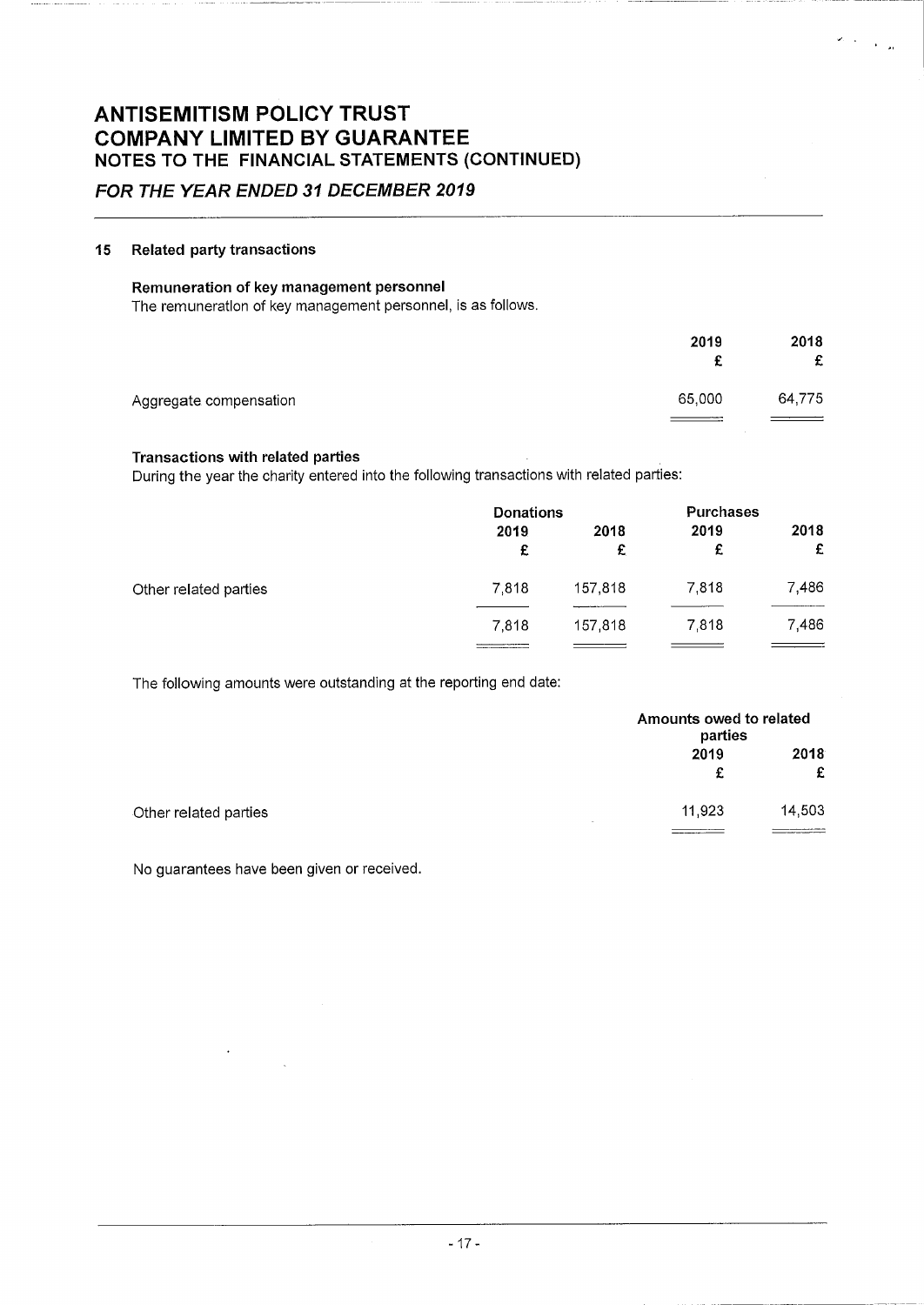# ANTISEMITISM POLICY TRUST
# COMPANY LIMITED BY GUARANTEE
## NOTES TO THE FINANCIAL STATEMENTS (CONTINUED)

***FOR THE YEAR ENDED 31 DECEMBER 2019***

### 15 Related party transactions

**Remuneration of key management personnel**

The remuneration of key management personnel, is as follows.

| | 2019 | 2018 |
|---|---|---|
| | £ | £ |
| Aggregate compensation | 65,000 | 64,775 |

**Transactions with related parties**

During the year the charity entered into the following transactions with related parties:

| | Donations | | Purchases | |
|---|---|---|---|---|
| | 2019 | 2018 | 2019 | 2018 |
| | £ | £ | £ | £ |
| Other related parties | 7,818 | 157,818 | 7,818 | 7,486 |
| | 7,818 | 157,818 | 7,818 | 7,486 |

The following amounts were outstanding at the reporting end date:

| | Amounts owed to related parties | |
|---|---|---|
| | 2019 | 2018 |
| | £ | £ |
| Other related parties | 11,923 | 14,503 |

No guarantees have been given or received.